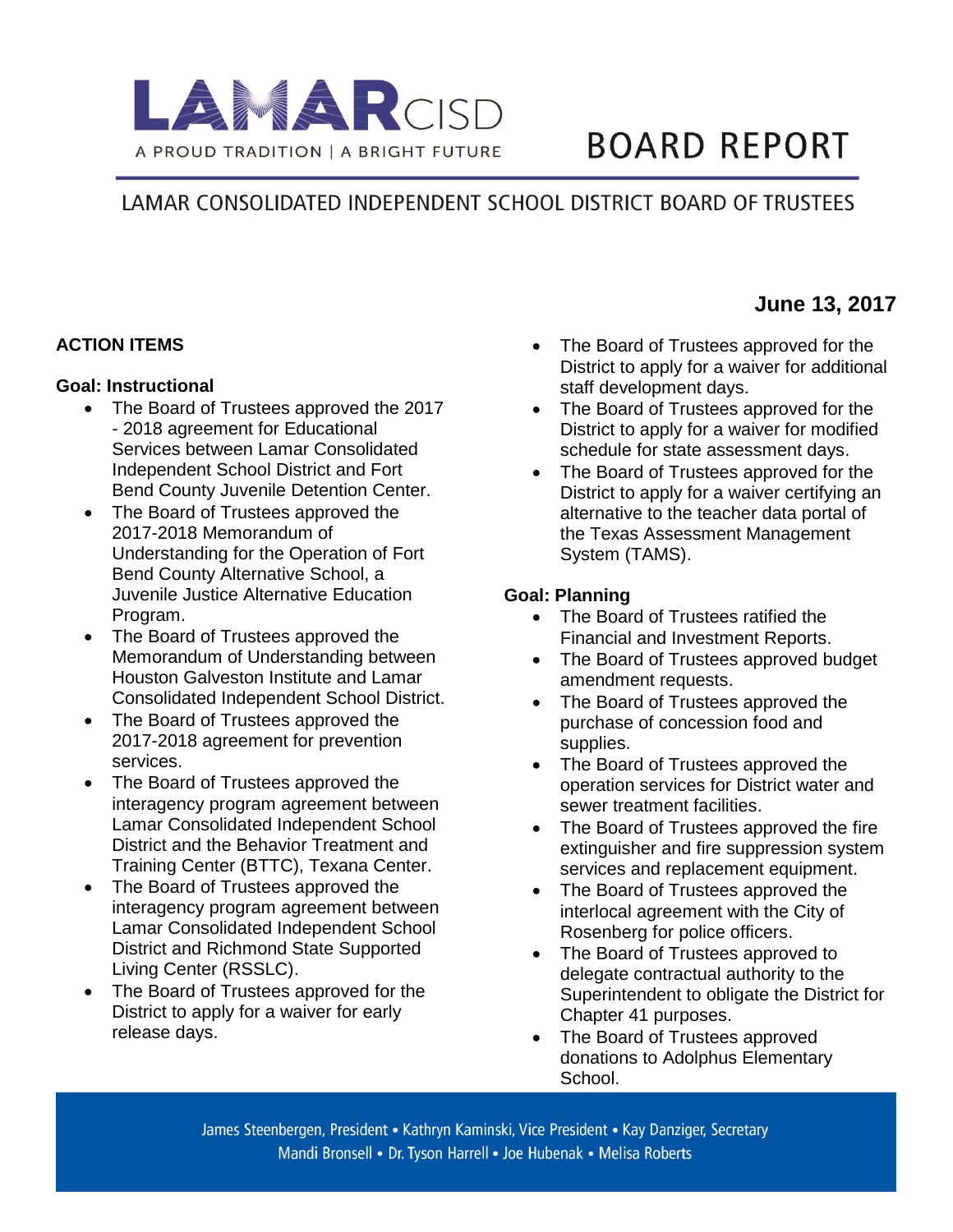# LAMAR CISD

A PROUD TRADITION | A BRIGHT FUTURE

# BOARD REPORT

## LAMAR CONSOLIDATED INDEPENDENT SCHOOL DISTRICT BOARD OF TRUSTEES

**June 13, 2017**

**ACTION ITEMS**

**Goal: Instructional**

- The Board of Trustees approved the 2017 - 2018 agreement for Educational Services between Lamar Consolidated Independent School District and Fort Bend County Juvenile Detention Center.
- The Board of Trustees approved the 2017-2018 Memorandum of Understanding for the Operation of Fort Bend County Alternative School, a Juvenile Justice Alternative Education Program.
- The Board of Trustees approved the Memorandum of Understanding between Houston Galveston Institute and Lamar Consolidated Independent School District.
- The Board of Trustees approved the 2017-2018 agreement for prevention services.
- The Board of Trustees approved the interagency program agreement between Lamar Consolidated Independent School District and the Behavior Treatment and Training Center (BTTC), Texana Center.
- The Board of Trustees approved the interagency program agreement between Lamar Consolidated Independent School District and Richmond State Supported Living Center (RSSLC).
- The Board of Trustees approved for the District to apply for a waiver for early release days.
- The Board of Trustees approved for the District to apply for a waiver for additional staff development days.
- The Board of Trustees approved for the District to apply for a waiver for modified schedule for state assessment days.
- The Board of Trustees approved for the District to apply for a waiver certifying an alternative to the teacher data portal of the Texas Assessment Management System (TAMS).

**Goal: Planning**

- The Board of Trustees ratified the Financial and Investment Reports.
- The Board of Trustees approved budget amendment requests.
- The Board of Trustees approved the purchase of concession food and supplies.
- The Board of Trustees approved the operation services for District water and sewer treatment facilities.
- The Board of Trustees approved the fire extinguisher and fire suppression system services and replacement equipment.
- The Board of Trustees approved the interlocal agreement with the City of Rosenberg for police officers.
- The Board of Trustees approved to delegate contractual authority to the Superintendent to obligate the District for Chapter 41 purposes.
- The Board of Trustees approved donations to Adolphus Elementary School.

James Steenbergen, President • Kathryn Kaminski, Vice President • Kay Danziger, Secretary
Mandi Bronsell • Dr. Tyson Harrell • Joe Hubenak • Melisa Roberts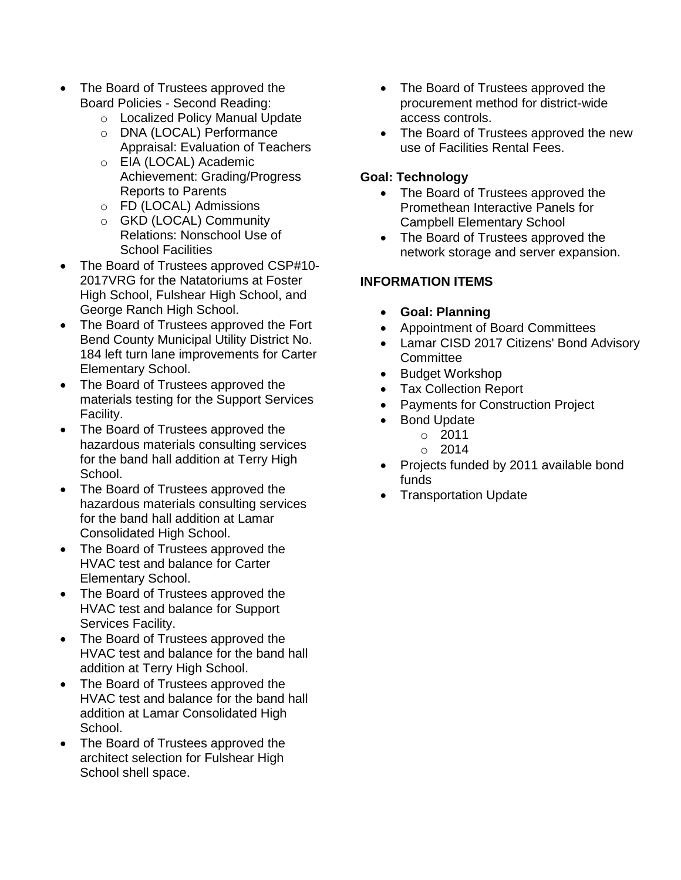- The Board of Trustees approved the Board Policies - Second Reading:
  - Localized Policy Manual Update
  - DNA (LOCAL) Performance Appraisal: Evaluation of Teachers
  - EIA (LOCAL) Academic Achievement: Grading/Progress Reports to Parents
  - FD (LOCAL) Admissions
  - GKD (LOCAL) Community Relations: Nonschool Use of School Facilities
- The Board of Trustees approved CSP#10-2017VRG for the Natatoriums at Foster High School, Fulshear High School, and George Ranch High School.
- The Board of Trustees approved the Fort Bend County Municipal Utility District No. 184 left turn lane improvements for Carter Elementary School.
- The Board of Trustees approved the materials testing for the Support Services Facility.
- The Board of Trustees approved the hazardous materials consulting services for the band hall addition at Terry High School.
- The Board of Trustees approved the hazardous materials consulting services for the band hall addition at Lamar Consolidated High School.
- The Board of Trustees approved the HVAC test and balance for Carter Elementary School.
- The Board of Trustees approved the HVAC test and balance for Support Services Facility.
- The Board of Trustees approved the HVAC test and balance for the band hall addition at Terry High School.
- The Board of Trustees approved the HVAC test and balance for the band hall addition at Lamar Consolidated High School.
- The Board of Trustees approved the architect selection for Fulshear High School shell space.
- The Board of Trustees approved the procurement method for district-wide access controls.
- The Board of Trustees approved the new use of Facilities Rental Fees.

**Goal: Technology**

- The Board of Trustees approved the Promethean Interactive Panels for Campbell Elementary School
- The Board of Trustees approved the network storage and server expansion.

**INFORMATION ITEMS**

- **Goal: Planning**
- Appointment of Board Committees
- Lamar CISD 2017 Citizens' Bond Advisory Committee
- Budget Workshop
- Tax Collection Report
- Payments for Construction Project
- Bond Update
  - 2011
  - 2014
- Projects funded by 2011 available bond funds
- Transportation Update